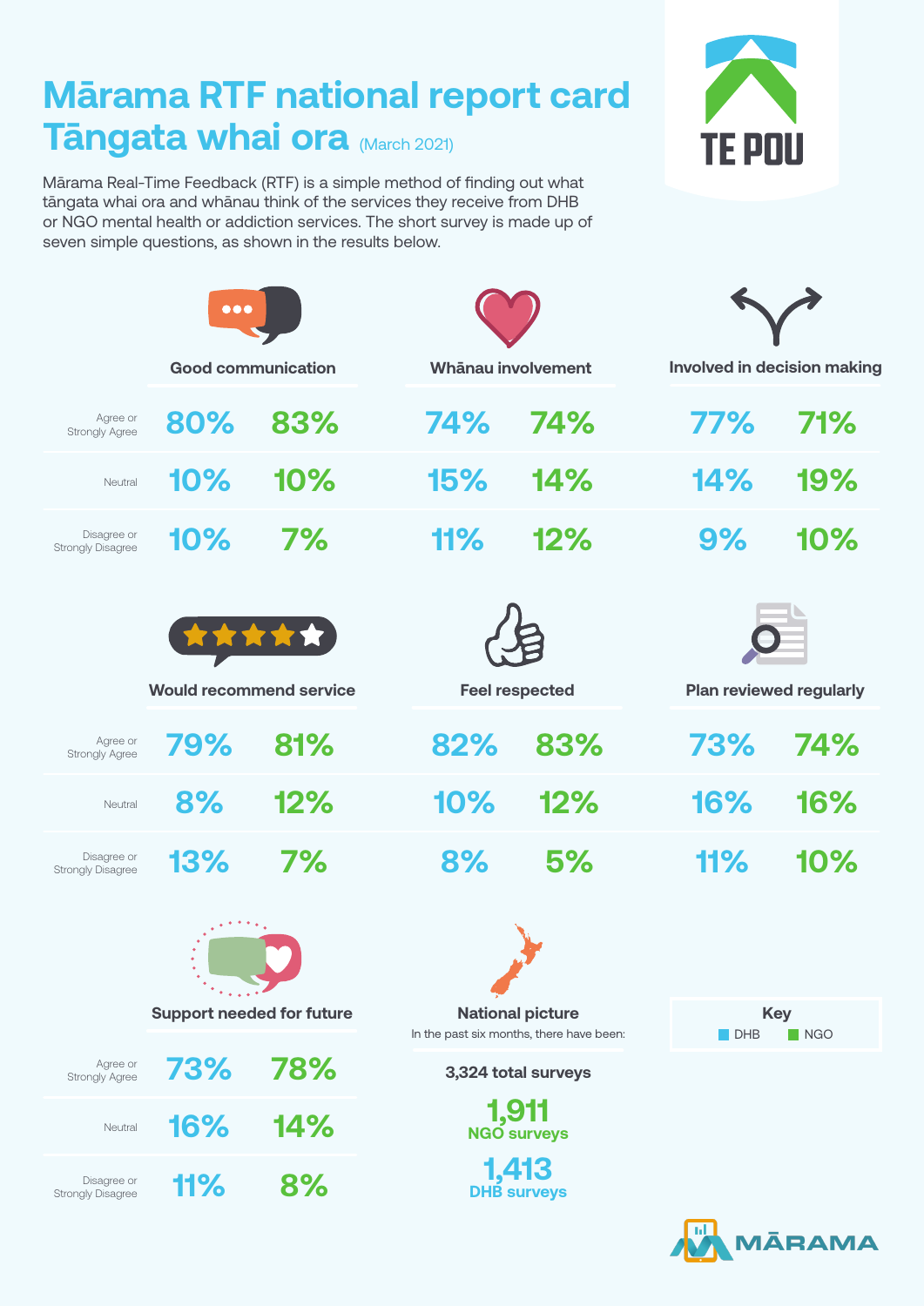# Mārama RTF national report card Tāngata whai ora (March 2021)

TE POU

Mārama Real-Time Feedback (RTF) is a simple method of finding out what tāngata whai ora and whānau think of the services they receive from DHB or NGO mental health or addiction services. The short survey is made up of seven simple questions, as shown in the results below.

| | Good communication | | Whānau involvement | | Involved in decision making | |
|---|---|---|---|---|---|---|
| | DHB | NGO | DHB | NGO | DHB | NGO |
| Agree or Strongly Agree | 80% | 83% | 74% | 74% | 77% | 71% |
| Neutral | 10% | 10% | 15% | 14% | 14% | 19% |
| Disagree or Strongly Disagree | 10% | 7% | 11% | 12% | 9% | 10% |

| | Would recommend service | | Feel respected | | Plan reviewed regularly | |
|---|---|---|---|---|---|---|
| | DHB | NGO | DHB | NGO | DHB | NGO |
| Agree or Strongly Agree | 79% | 81% | 82% | 83% | 73% | 74% |
| Neutral | 8% | 12% | 10% | 12% | 16% | 16% |
| Disagree or Strongly Disagree | 13% | 7% | 8% | 5% | 11% | 10% |

| | Support needed for future | |
|---|---|---|
| | DHB | NGO |
| Agree or Strongly Agree | 73% | 78% |
| Neutral | 16% | 14% |
| Disagree or Strongly Disagree | 11% | 8% |

**National picture**

In the past six months, there have been:

**3,324 total surveys**

**1,911** NGO surveys

**1,413** DHB surveys

**Key**
- DHB
- NGO

MĀRAMA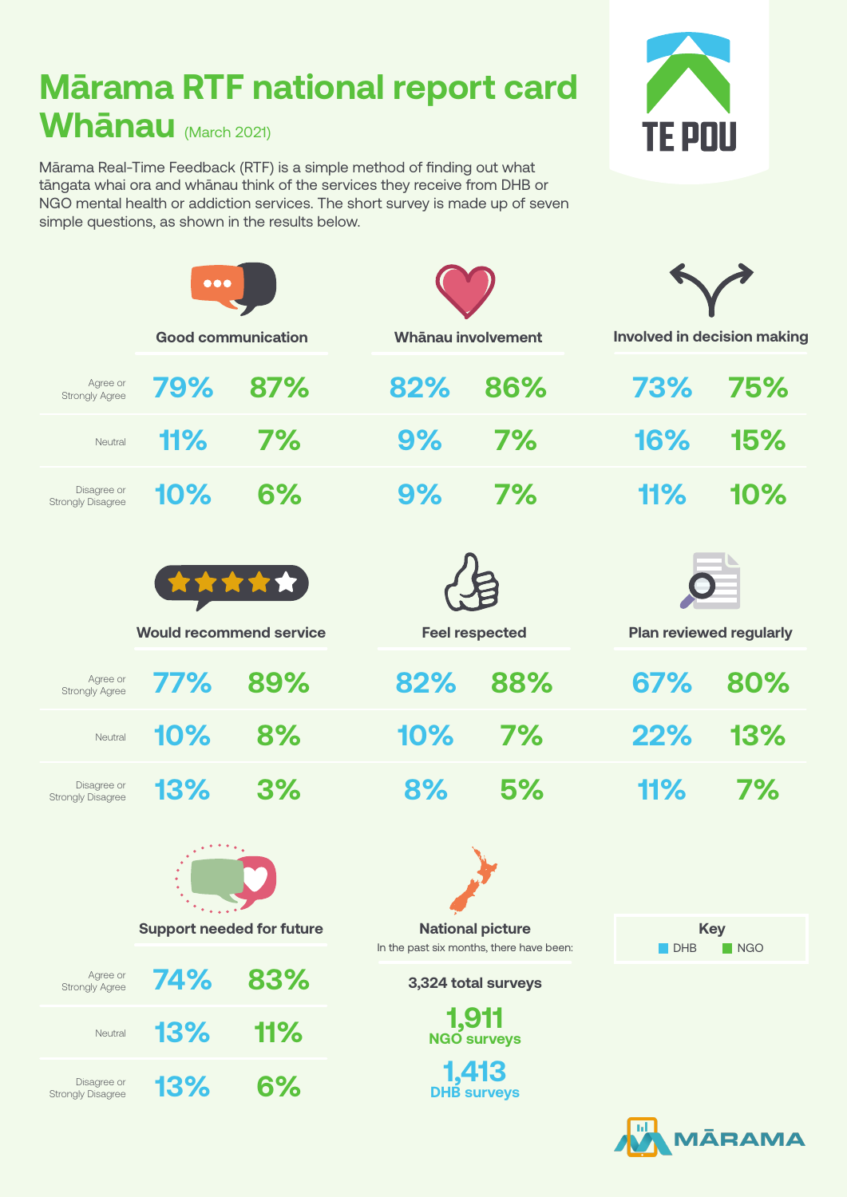# Mārama RTF national report card Whānau (March 2021)

Mārama Real-Time Feedback (RTF) is a simple method of finding out what tāngata whai ora and whānau think of the services they receive from DHB or NGO mental health or addiction services. The short survey is made up of seven simple questions, as shown in the results below.

| | Good communication | | Whānau involvement | | Involved in decision making | |
|---|---|---|---|---|---|---|
| | DHB | NGO | DHB | NGO | DHB | NGO |
| Agree or Strongly Agree | 79% | 87% | 82% | 86% | 73% | 75% |
| Neutral | 11% | 7% | 9% | 7% | 16% | 15% |
| Disagree or Strongly Disagree | 10% | 6% | 9% | 7% | 11% | 10% |

| | Would recommend service | | Feel respected | | Plan reviewed regularly | |
|---|---|---|---|---|---|---|
| | DHB | NGO | DHB | NGO | DHB | NGO |
| Agree or Strongly Agree | 77% | 89% | 82% | 88% | 67% | 80% |
| Neutral | 10% | 8% | 10% | 7% | 22% | 13% |
| Disagree or Strongly Disagree | 13% | 3% | 8% | 5% | 11% | 7% |

| | Support needed for future | |
|---|---|---|
| | DHB | NGO |
| Agree or Strongly Agree | 74% | 83% |
| Neutral | 13% | 11% |
| Disagree or Strongly Disagree | 13% | 6% |

**National picture**

In the past six months, there have been:

**3,324 total surveys**

**1,911** NGO surveys

**1,413** DHB surveys

**Key**

DHB | NGO